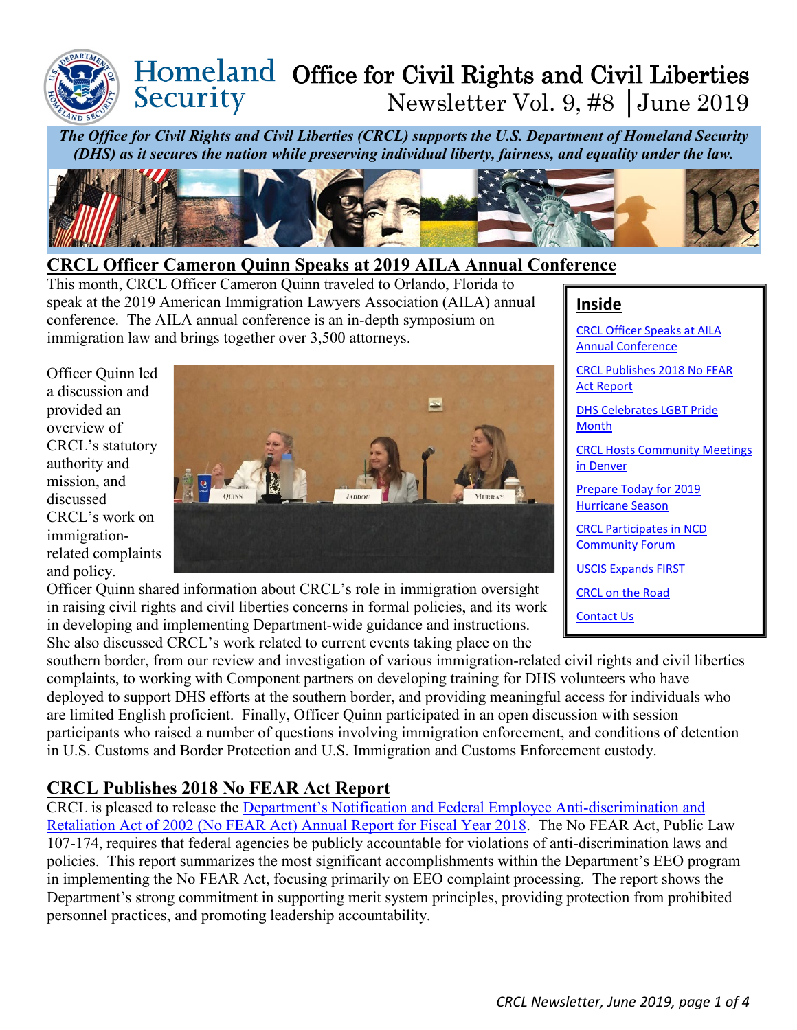# Homeland Security Office for Civil Rights and Civil Liberties

Newsletter Vol. 9, #8 │June 2019

***The Office for Civil Rights and Civil Liberties (CRCL) supports the U.S. Department of Homeland Security (DHS) as it secures the nation while preserving individual liberty, fairness, and equality under the law.***

## CRCL Officer Cameron Quinn Speaks at 2019 AILA Annual Conference

This month, CRCL Officer Cameron Quinn traveled to Orlando, Florida to speak at the 2019 American Immigration Lawyers Association (AILA) annual conference. The AILA annual conference is an in-depth symposium on immigration law and brings together over 3,500 attorneys.

Officer Quinn led a discussion and provided an overview of CRCL's statutory authority and mission, and discussed CRCL's work on immigration-related complaints and policy. Officer Quinn shared information about CRCL's role in immigration oversight in raising civil rights and civil liberties concerns in formal policies, and its work in developing and implementing Department-wide guidance and instructions. She also discussed CRCL's work related to current events taking place on the southern border, from our review and investigation of various immigration-related civil rights and civil liberties complaints, to working with Component partners on developing training for DHS volunteers who have deployed to support DHS efforts at the southern border, and providing meaningful access for individuals who are limited English proficient. Finally, Officer Quinn participated in an open discussion with session participants who raised a number of questions involving immigration enforcement, and conditions of detention in U.S. Customs and Border Protection and U.S. Immigration and Customs Enforcement custody.

**Inside**

- CRCL Officer Speaks at AILA Annual Conference
- CRCL Publishes 2018 No FEAR Act Report
- DHS Celebrates LGBT Pride Month
- CRCL Hosts Community Meetings in Denver
- Prepare Today for 2019 Hurricane Season
- CRCL Participates in NCD Community Forum
- USCIS Expands FIRST
- CRCL on the Road
- Contact Us

## CRCL Publishes 2018 No FEAR Act Report

CRCL is pleased to release the Department's Notification and Federal Employee Anti-discrimination and Retaliation Act of 2002 (No FEAR Act) Annual Report for Fiscal Year 2018. The No FEAR Act, Public Law 107-174, requires that federal agencies be publicly accountable for violations of anti-discrimination laws and policies. This report summarizes the most significant accomplishments within the Department's EEO program in implementing the No FEAR Act, focusing primarily on EEO complaint processing. The report shows the Department's strong commitment in supporting merit system principles, providing protection from prohibited personnel practices, and promoting leadership accountability.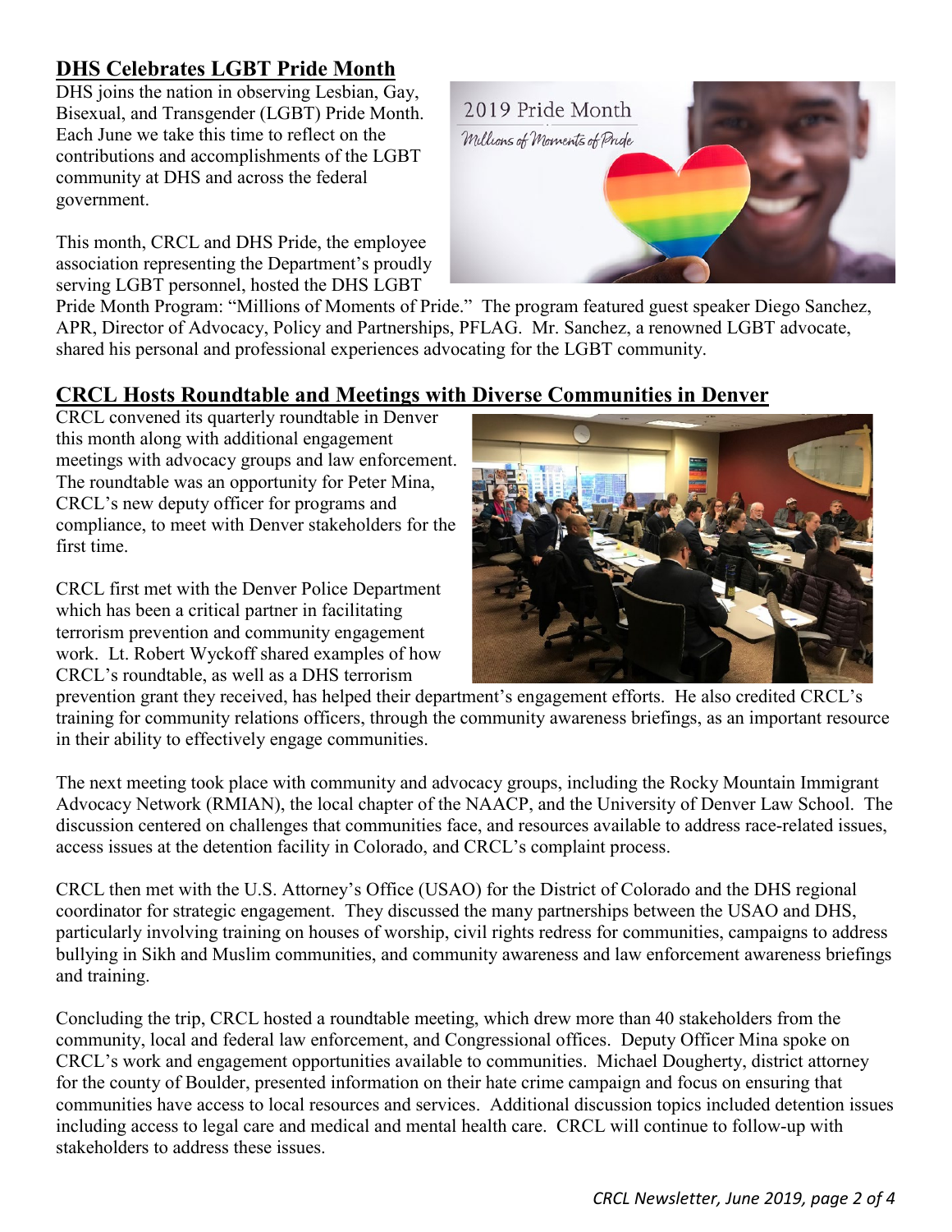## DHS Celebrates LGBT Pride Month

DHS joins the nation in observing Lesbian, Gay, Bisexual, and Transgender (LGBT) Pride Month. Each June we take this time to reflect on the contributions and accomplishments of the LGBT community at DHS and across the federal government.

This month, CRCL and DHS Pride, the employee association representing the Department's proudly serving LGBT personnel, hosted the DHS LGBT Pride Month Program: "Millions of Moments of Pride." The program featured guest speaker Diego Sanchez, APR, Director of Advocacy, Policy and Partnerships, PFLAG. Mr. Sanchez, a renowned LGBT advocate, shared his personal and professional experiences advocating for the LGBT community.

## CRCL Hosts Roundtable and Meetings with Diverse Communities in Denver

CRCL convened its quarterly roundtable in Denver this month along with additional engagement meetings with advocacy groups and law enforcement. The roundtable was an opportunity for Peter Mina, CRCL's new deputy officer for programs and compliance, to meet with Denver stakeholders for the first time.

CRCL first met with the Denver Police Department which has been a critical partner in facilitating terrorism prevention and community engagement work. Lt. Robert Wyckoff shared examples of how CRCL's roundtable, as well as a DHS terrorism prevention grant they received, has helped their department's engagement efforts. He also credited CRCL's training for community relations officers, through the community awareness briefings, as an important resource in their ability to effectively engage communities.

The next meeting took place with community and advocacy groups, including the Rocky Mountain Immigrant Advocacy Network (RMIAN), the local chapter of the NAACP, and the University of Denver Law School. The discussion centered on challenges that communities face, and resources available to address race-related issues, access issues at the detention facility in Colorado, and CRCL's complaint process.

CRCL then met with the U.S. Attorney's Office (USAO) for the District of Colorado and the DHS regional coordinator for strategic engagement. They discussed the many partnerships between the USAO and DHS, particularly involving training on houses of worship, civil rights redress for communities, campaigns to address bullying in Sikh and Muslim communities, and community awareness and law enforcement awareness briefings and training.

Concluding the trip, CRCL hosted a roundtable meeting, which drew more than 40 stakeholders from the community, local and federal law enforcement, and Congressional offices. Deputy Officer Mina spoke on CRCL's work and engagement opportunities available to communities. Michael Dougherty, district attorney for the county of Boulder, presented information on their hate crime campaign and focus on ensuring that communities have access to local resources and services. Additional discussion topics included detention issues including access to legal care and medical and mental health care. CRCL will continue to follow-up with stakeholders to address these issues.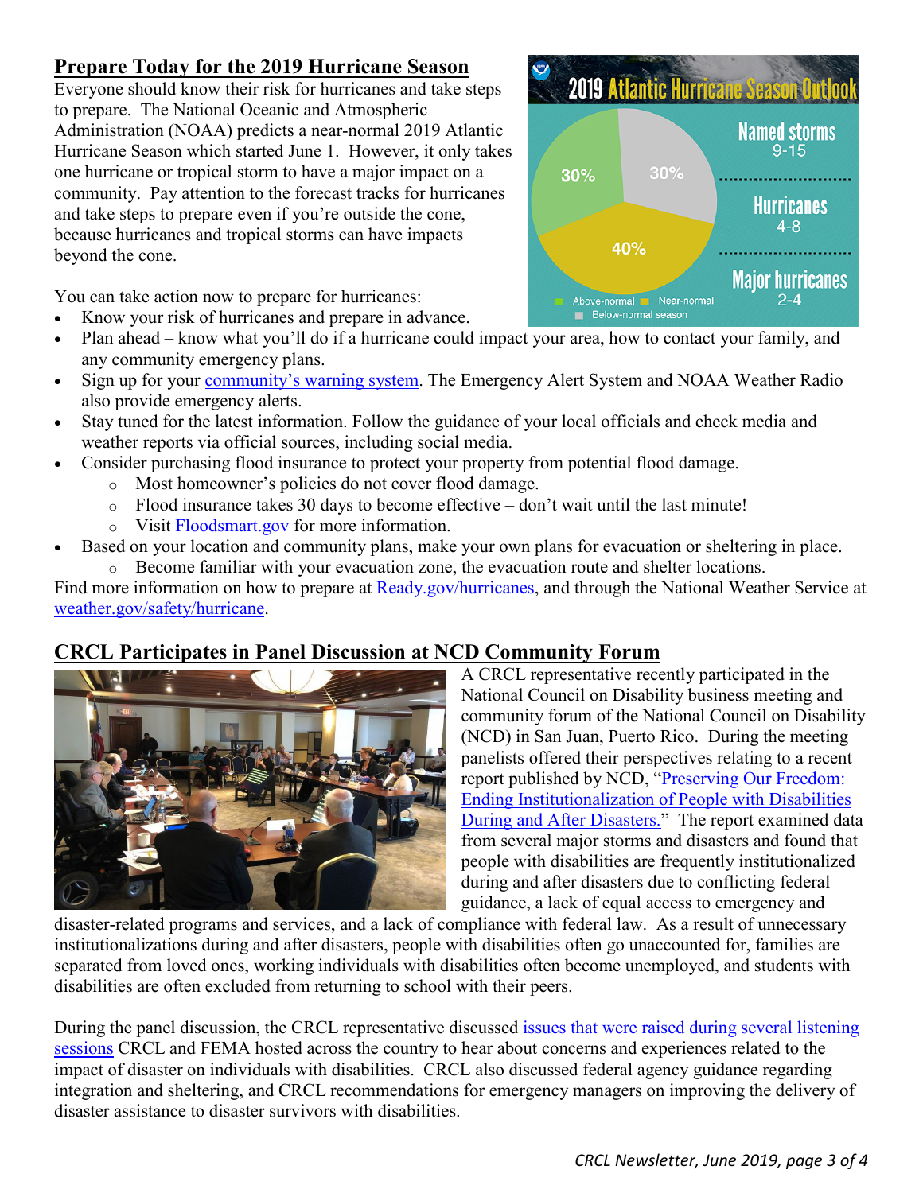## Prepare Today for the 2019 Hurricane Season

Everyone should know their risk for hurricanes and take steps to prepare. The National Oceanic and Atmospheric Administration (NOAA) predicts a near-normal 2019 Atlantic Hurricane Season which started June 1. However, it only takes one hurricane or tropical storm to have a major impact on a community. Pay attention to the forecast tracks for hurricanes and take steps to prepare even if you're outside the cone, because hurricanes and tropical storms can have impacts beyond the cone.

You can take action now to prepare for hurricanes:

- Know your risk of hurricanes and prepare in advance.
- Plan ahead – know what you'll do if a hurricane could impact your area, how to contact your family, and any community emergency plans.
- Sign up for your community's warning system. The Emergency Alert System and NOAA Weather Radio also provide emergency alerts.
- Stay tuned for the latest information. Follow the guidance of your local officials and check media and weather reports via official sources, including social media.
- Consider purchasing flood insurance to protect your property from potential flood damage.
  - Most homeowner's policies do not cover flood damage.
  - Flood insurance takes 30 days to become effective – don't wait until the last minute!
  - Visit Floodsmart.gov for more information.
- Based on your location and community plans, make your own plans for evacuation or sheltering in place.
  - Become familiar with your evacuation zone, the evacuation route and shelter locations.

Find more information on how to prepare at Ready.gov/hurricanes, and through the National Weather Service at weather.gov/safety/hurricane.

## CRCL Participates in Panel Discussion at NCD Community Forum

A CRCL representative recently participated in the National Council on Disability business meeting and community forum of the National Council on Disability (NCD) in San Juan, Puerto Rico. During the meeting panelists offered their perspectives relating to a recent report published by NCD, "Preserving Our Freedom: Ending Institutionalization of People with Disabilities During and After Disasters." The report examined data from several major storms and disasters and found that people with disabilities are frequently institutionalized during and after disasters due to conflicting federal guidance, a lack of equal access to emergency and disaster-related programs and services, and a lack of compliance with federal law. As a result of unnecessary institutionalizations during and after disasters, people with disabilities often go unaccounted for, families are separated from loved ones, working individuals with disabilities often become unemployed, and students with disabilities are often excluded from returning to school with their peers.

During the panel discussion, the CRCL representative discussed issues that were raised during several listening sessions CRCL and FEMA hosted across the country to hear about concerns and experiences related to the impact of disaster on individuals with disabilities. CRCL also discussed federal agency guidance regarding integration and sheltering, and CRCL recommendations for emergency managers on improving the delivery of disaster assistance to disaster survivors with disabilities.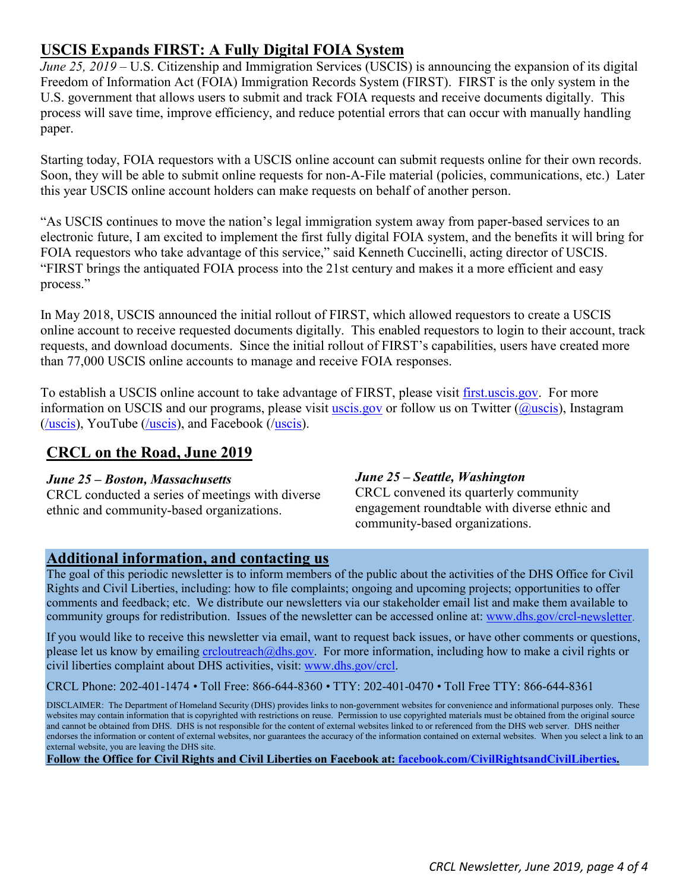## USCIS Expands FIRST: A Fully Digital FOIA System

*June 25, 2019* – U.S. Citizenship and Immigration Services (USCIS) is announcing the expansion of its digital Freedom of Information Act (FOIA) Immigration Records System (FIRST). FIRST is the only system in the U.S. government that allows users to submit and track FOIA requests and receive documents digitally. This process will save time, improve efficiency, and reduce potential errors that can occur with manually handling paper.

Starting today, FOIA requestors with a USCIS online account can submit requests online for their own records. Soon, they will be able to submit online requests for non-A-File material (policies, communications, etc.) Later this year USCIS online account holders can make requests on behalf of another person.

"As USCIS continues to move the nation's legal immigration system away from paper-based services to an electronic future, I am excited to implement the first fully digital FOIA system, and the benefits it will bring for FOIA requestors who take advantage of this service," said Kenneth Cuccinelli, acting director of USCIS. "FIRST brings the antiquated FOIA process into the 21st century and makes it a more efficient and easy process."

In May 2018, USCIS announced the initial rollout of FIRST, which allowed requestors to create a USCIS online account to receive requested documents digitally. This enabled requestors to login to their account, track requests, and download documents. Since the initial rollout of FIRST's capabilities, users have created more than 77,000 USCIS online accounts to manage and receive FOIA responses.

To establish a USCIS online account to take advantage of FIRST, please visit [first.uscis.gov](first.uscis.gov). For more information on USCIS and our programs, please visit [uscis.gov](uscis.gov) or follow us on Twitter ([@uscis]()), Instagram ([/uscis]()), YouTube ([/uscis]()), and Facebook ([/uscis]()).

## CRCL on the Road, June 2019

***June 25 – Boston, Massachusetts***
CRCL conducted a series of meetings with diverse ethnic and community-based organizations.

***June 25 – Seattle, Washington***
CRCL convened its quarterly community engagement roundtable with diverse ethnic and community-based organizations.

## Additional information, and contacting us

The goal of this periodic newsletter is to inform members of the public about the activities of the DHS Office for Civil Rights and Civil Liberties, including: how to file complaints; ongoing and upcoming projects; opportunities to offer comments and feedback; etc. We distribute our newsletters via our stakeholder email list and make them available to community groups for redistribution. Issues of the newsletter can be accessed online at: [www.dhs.gov/crcl-newsletter](www.dhs.gov/crcl-newsletter).

If you would like to receive this newsletter via email, want to request back issues, or have other comments or questions, please let us know by emailing [crcloutreach@dhs.gov](mailto:crcloutreach@dhs.gov). For more information, including how to make a civil rights or civil liberties complaint about DHS activities, visit: [www.dhs.gov/crcl](www.dhs.gov/crcl).

CRCL Phone: 202-401-1474 • Toll Free: 866-644-8360 • TTY: 202-401-0470 • Toll Free TTY: 866-644-8361

DISCLAIMER: The Department of Homeland Security (DHS) provides links to non-government websites for convenience and informational purposes only. These websites may contain information that is copyrighted with restrictions on reuse. Permission to use copyrighted materials must be obtained from the original source and cannot be obtained from DHS. DHS is not responsible for the content of external websites linked to or referenced from the DHS web server. DHS neither endorses the information or content of external websites, nor guarantees the accuracy of the information contained on external websites. When you select a link to an external website, you are leaving the DHS site.

**Follow the Office for Civil Rights and Civil Liberties on Facebook at: [facebook.com/CivilRightsandCivilLiberties](facebook.com/CivilRightsandCivilLiberties).**